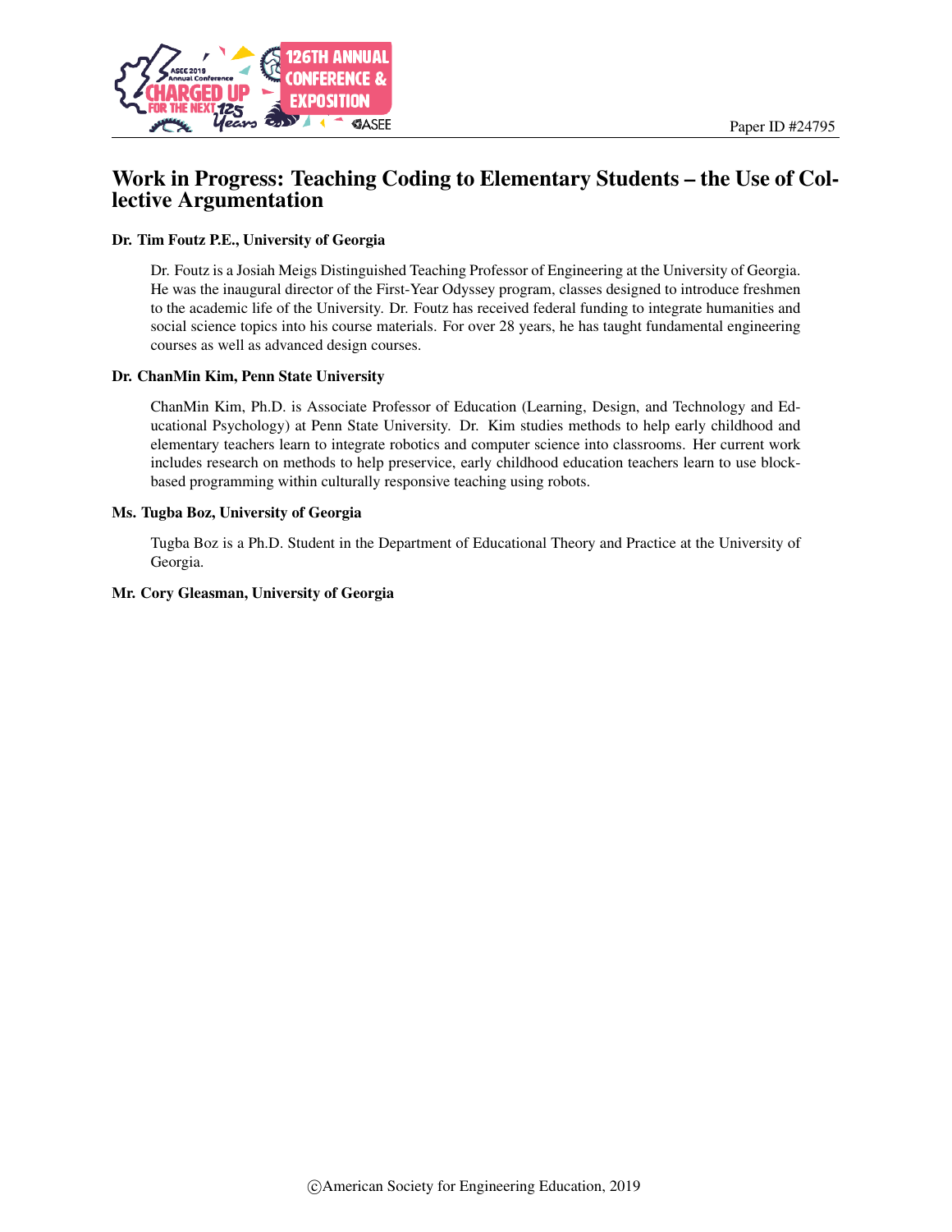Paper ID #24795

# Work in Progress: Teaching Coding to Elementary Students – the Use of Collective Argumentation

**Dr. Tim Foutz P.E., University of Georgia**

Dr. Foutz is a Josiah Meigs Distinguished Teaching Professor of Engineering at the University of Georgia. He was the inaugural director of the First-Year Odyssey program, classes designed to introduce freshmen to the academic life of the University. Dr. Foutz has received federal funding to integrate humanities and social science topics into his course materials. For over 28 years, he has taught fundamental engineering courses as well as advanced design courses.

**Dr. ChanMin Kim, Penn State University**

ChanMin Kim, Ph.D. is Associate Professor of Education (Learning, Design, and Technology and Educational Psychology) at Penn State University. Dr. Kim studies methods to help early childhood and elementary teachers learn to integrate robotics and computer science into classrooms. Her current work includes research on methods to help preservice, early childhood education teachers learn to use block-based programming within culturally responsive teaching using robots.

**Ms. Tugba Boz, University of Georgia**

Tugba Boz is a Ph.D. Student in the Department of Educational Theory and Practice at the University of Georgia.

**Mr. Cory Gleasman, University of Georgia**

©American Society for Engineering Education, 2019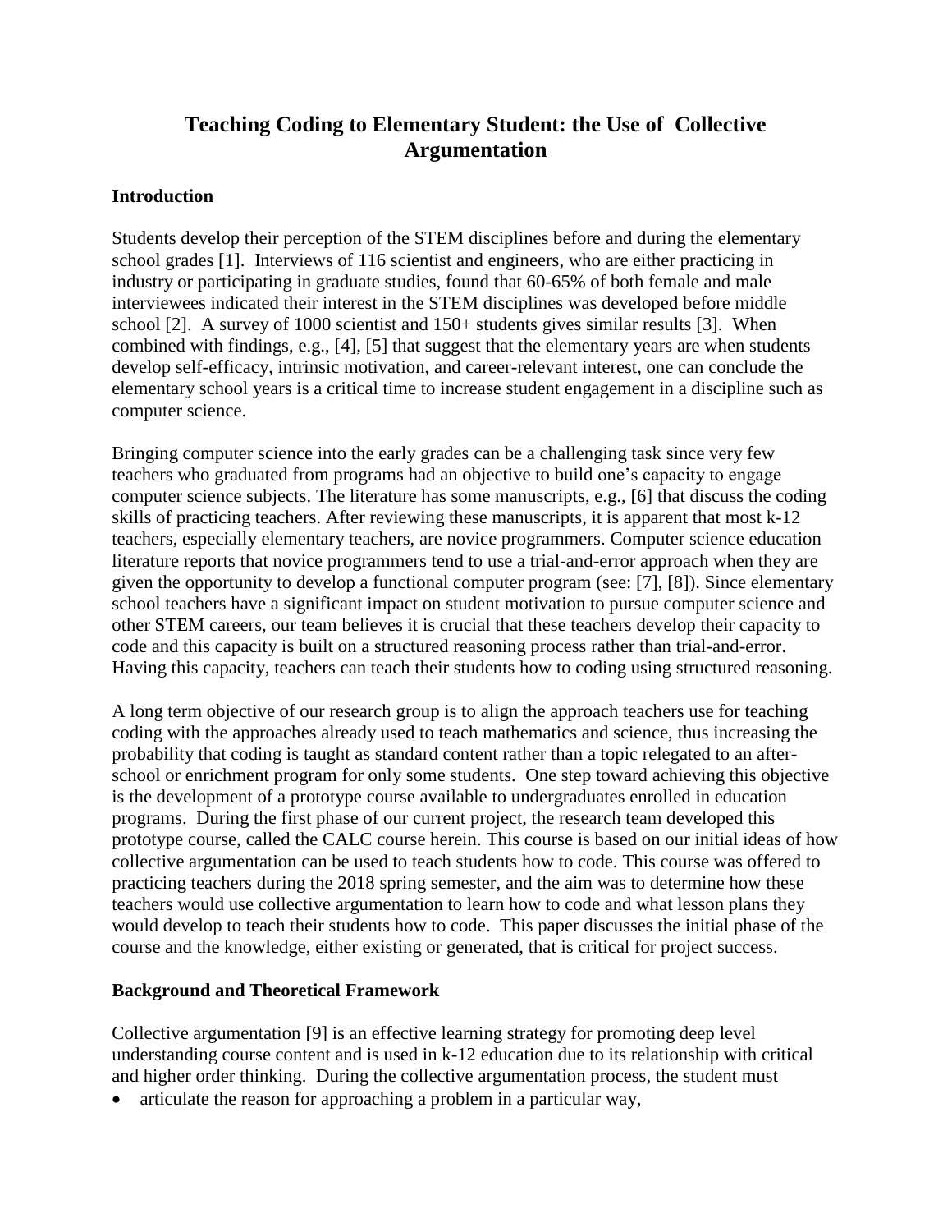# Teaching Coding to Elementary Student: the Use of Collective Argumentation

## Introduction

Students develop their perception of the STEM disciplines before and during the elementary school grades [1]. Interviews of 116 scientist and engineers, who are either practicing in industry or participating in graduate studies, found that 60-65% of both female and male interviewees indicated their interest in the STEM disciplines was developed before middle school [2]. A survey of 1000 scientist and 150+ students gives similar results [3]. When combined with findings, e.g., [4], [5] that suggest that the elementary years are when students develop self-efficacy, intrinsic motivation, and career-relevant interest, one can conclude the elementary school years is a critical time to increase student engagement in a discipline such as computer science.

Bringing computer science into the early grades can be a challenging task since very few teachers who graduated from programs had an objective to build one's capacity to engage computer science subjects. The literature has some manuscripts, e.g., [6] that discuss the coding skills of practicing teachers. After reviewing these manuscripts, it is apparent that most k-12 teachers, especially elementary teachers, are novice programmers. Computer science education literature reports that novice programmers tend to use a trial-and-error approach when they are given the opportunity to develop a functional computer program (see: [7], [8]). Since elementary school teachers have a significant impact on student motivation to pursue computer science and other STEM careers, our team believes it is crucial that these teachers develop their capacity to code and this capacity is built on a structured reasoning process rather than trial-and-error. Having this capacity, teachers can teach their students how to coding using structured reasoning.

A long term objective of our research group is to align the approach teachers use for teaching coding with the approaches already used to teach mathematics and science, thus increasing the probability that coding is taught as standard content rather than a topic relegated to an after-school or enrichment program for only some students. One step toward achieving this objective is the development of a prototype course available to undergraduates enrolled in education programs. During the first phase of our current project, the research team developed this prototype course, called the CALC course herein. This course is based on our initial ideas of how collective argumentation can be used to teach students how to code. This course was offered to practicing teachers during the 2018 spring semester, and the aim was to determine how these teachers would use collective argumentation to learn how to code and what lesson plans they would develop to teach their students how to code. This paper discusses the initial phase of the course and the knowledge, either existing or generated, that is critical for project success.

## Background and Theoretical Framework

Collective argumentation [9] is an effective learning strategy for promoting deep level understanding course content and is used in k-12 education due to its relationship with critical and higher order thinking. During the collective argumentation process, the student must

- articulate the reason for approaching a problem in a particular way,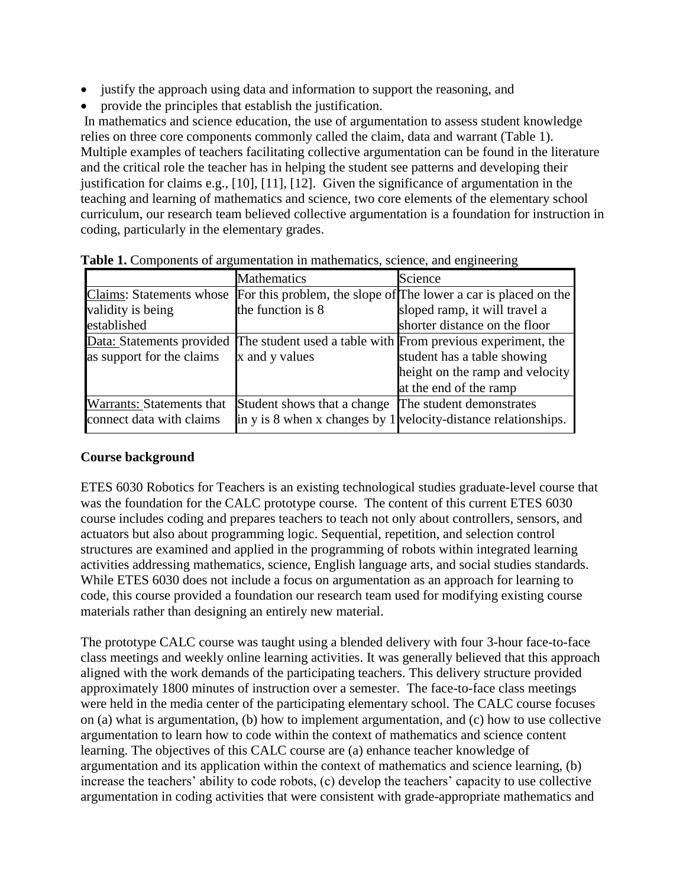- justify the approach using data and information to support the reasoning, and
- provide the principles that establish the justification.

In mathematics and science education, the use of argumentation to assess student knowledge relies on three core components commonly called the claim, data and warrant (Table 1). Multiple examples of teachers facilitating collective argumentation can be found in the literature and the critical role the teacher has in helping the student see patterns and developing their justification for claims e.g., [10], [11], [12]. Given the significance of argumentation in the teaching and learning of mathematics and science, two core elements of the elementary school curriculum, our research team believed collective argumentation is a foundation for instruction in coding, particularly in the elementary grades.

**Table 1.** Components of argumentation in mathematics, science, and engineering

| | Mathematics | Science |
|---|---|---|
| <u>Claims</u>: Statements whose validity is being established | For this problem, the slope of the function is 8 | The lower a car is placed on the sloped ramp, it will travel a shorter distance on the floor |
| <u>Data:</u> Statements provided as support for the claims | The student used a table with x and y values | From previous experiment, the student has a table showing height on the ramp and velocity at the end of the ramp |
| <u>Warrants:</u> Statements that connect data with claims | Student shows that a change in y is 8 when x changes by 1 | The student demonstrates velocity-distance relationships. |

**Course background**

ETES 6030 Robotics for Teachers is an existing technological studies graduate-level course that was the foundation for the CALC prototype course. The content of this current ETES 6030 course includes coding and prepares teachers to teach not only about controllers, sensors, and actuators but also about programming logic. Sequential, repetition, and selection control structures are examined and applied in the programming of robots within integrated learning activities addressing mathematics, science, English language arts, and social studies standards. While ETES 6030 does not include a focus on argumentation as an approach for learning to code, this course provided a foundation our research team used for modifying existing course materials rather than designing an entirely new material.

The prototype CALC course was taught using a blended delivery with four 3-hour face-to-face class meetings and weekly online learning activities. It was generally believed that this approach aligned with the work demands of the participating teachers. This delivery structure provided approximately 1800 minutes of instruction over a semester. The face-to-face class meetings were held in the media center of the participating elementary school. The CALC course focuses on (a) what is argumentation, (b) how to implement argumentation, and (c) how to use collective argumentation to learn how to code within the context of mathematics and science content learning. The objectives of this CALC course are (a) enhance teacher knowledge of argumentation and its application within the context of mathematics and science learning, (b) increase the teachers' ability to code robots, (c) develop the teachers' capacity to use collective argumentation in coding activities that were consistent with grade-appropriate mathematics and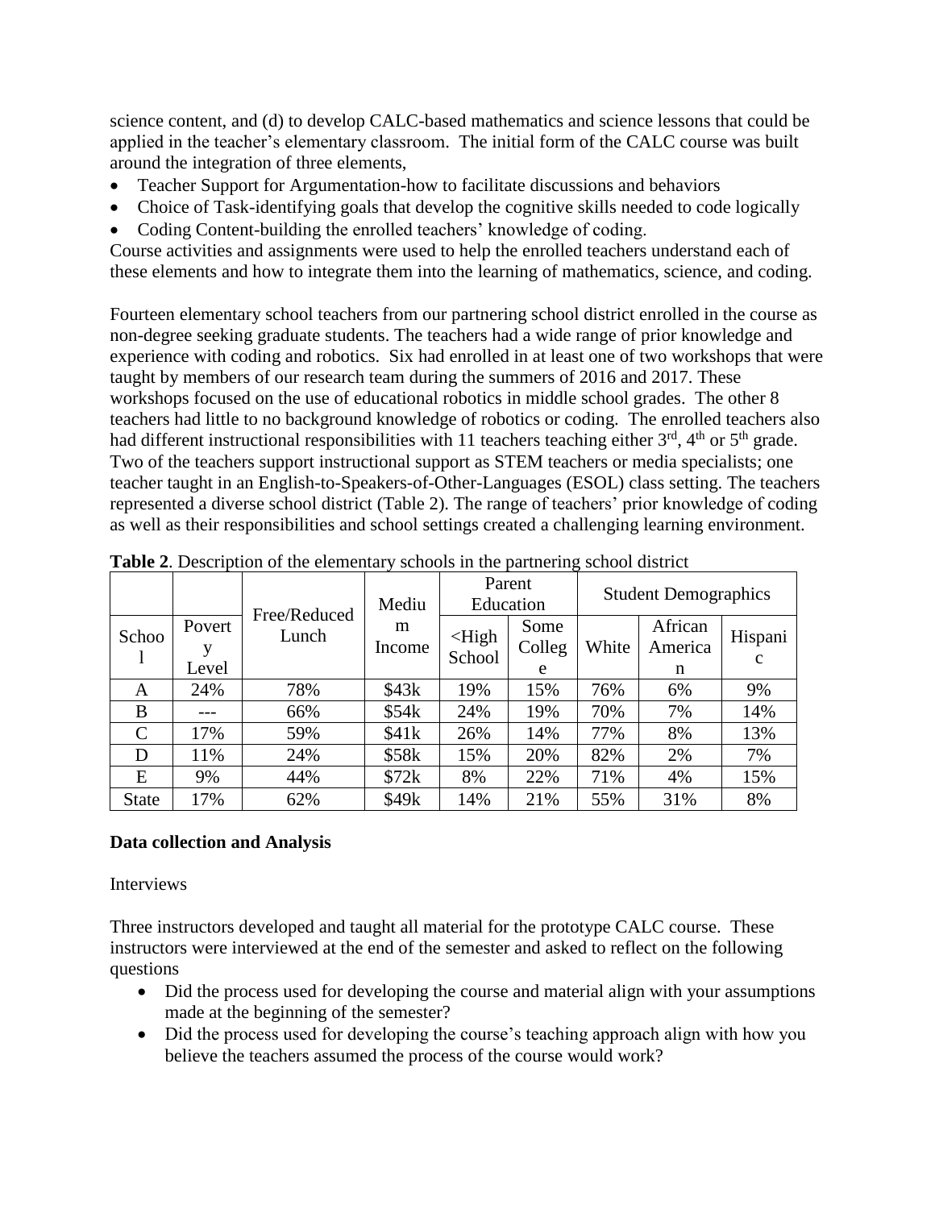science content, and (d) to develop CALC-based mathematics and science lessons that could be applied in the teacher's elementary classroom. The initial form of the CALC course was built around the integration of three elements,

- Teacher Support for Argumentation-how to facilitate discussions and behaviors
- Choice of Task-identifying goals that develop the cognitive skills needed to code logically
- Coding Content-building the enrolled teachers' knowledge of coding.

Course activities and assignments were used to help the enrolled teachers understand each of these elements and how to integrate them into the learning of mathematics, science, and coding.

Fourteen elementary school teachers from our partnering school district enrolled in the course as non-degree seeking graduate students. The teachers had a wide range of prior knowledge and experience with coding and robotics. Six had enrolled in at least one of two workshops that were taught by members of our research team during the summers of 2016 and 2017. These workshops focused on the use of educational robotics in middle school grades. The other 8 teachers had little to no background knowledge of robotics or coding. The enrolled teachers also had different instructional responsibilities with 11 teachers teaching either 3rd, 4th or 5th grade. Two of the teachers support instructional support as STEM teachers or media specialists; one teacher taught in an English-to-Speakers-of-Other-Languages (ESOL) class setting. The teachers represented a diverse school district (Table 2). The range of teachers' prior knowledge of coding as well as their responsibilities and school settings created a challenging learning environment.

**Table 2**. Description of the elementary schools in the partnering school district

| | | | | Parent Education | | Student Demographics | | |
|---|---|---|---|---|---|---|---|---|
| School | Poverty Level | Free/Reduced Lunch | Medium Income | <High School | Some College | White | African American | Hispanic |
| A | 24% | 78% | $43k | 19% | 15% | 76% | 6% | 9% |
| B | --- | 66% | $54k | 24% | 19% | 70% | 7% | 14% |
| C | 17% | 59% | $41k | 26% | 14% | 77% | 8% | 13% |
| D | 11% | 24% | $58k | 15% | 20% | 82% | 2% | 7% |
| E | 9% | 44% | $72k | 8% | 22% | 71% | 4% | 15% |
| State | 17% | 62% | $49k | 14% | 21% | 55% | 31% | 8% |

**Data collection and Analysis**

Interviews

Three instructors developed and taught all material for the prototype CALC course. These instructors were interviewed at the end of the semester and asked to reflect on the following questions

- Did the process used for developing the course and material align with your assumptions made at the beginning of the semester?
- Did the process used for developing the course's teaching approach align with how you believe the teachers assumed the process of the course would work?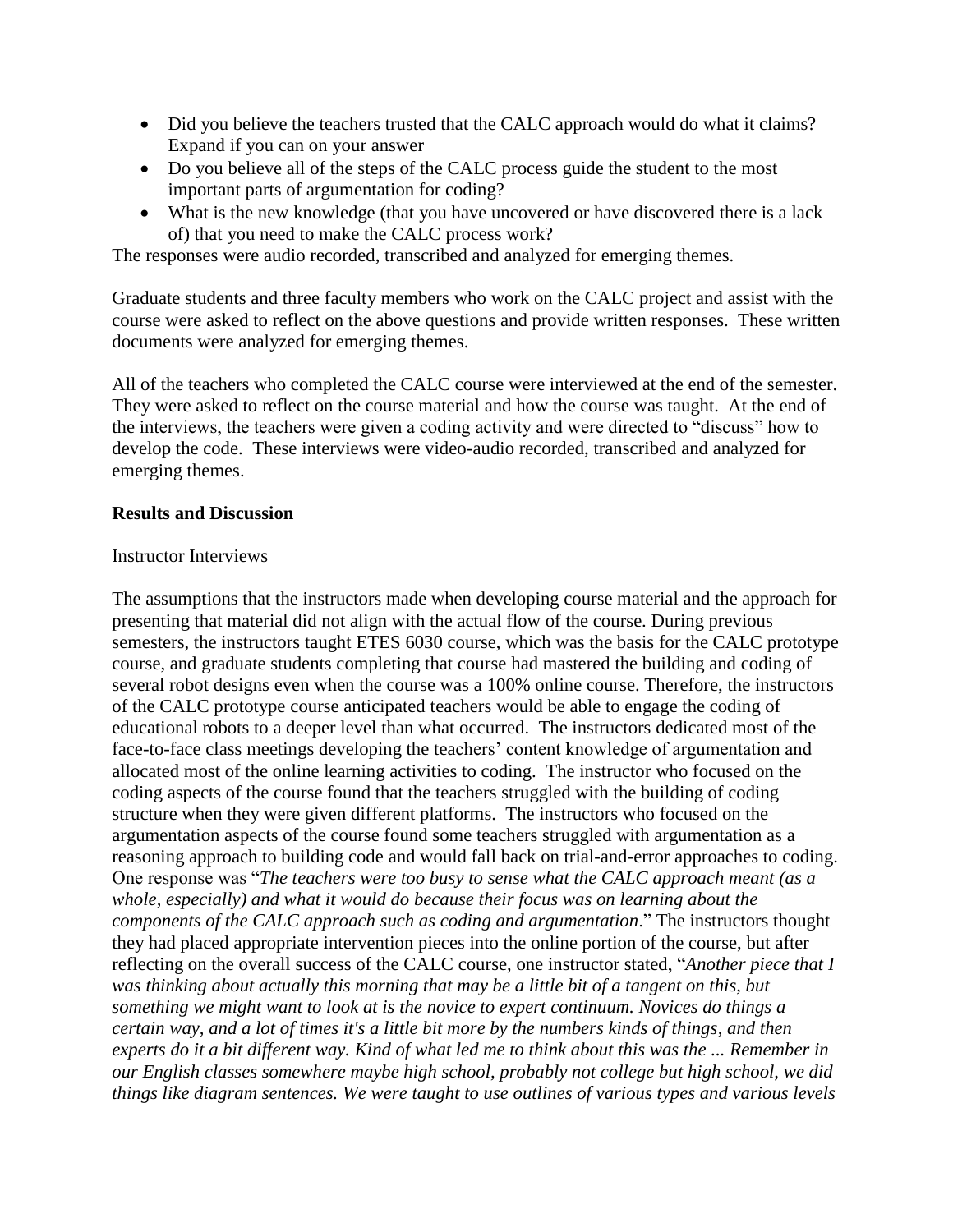- Did you believe the teachers trusted that the CALC approach would do what it claims? Expand if you can on your answer
- Do you believe all of the steps of the CALC process guide the student to the most important parts of argumentation for coding?
- What is the new knowledge (that you have uncovered or have discovered there is a lack of) that you need to make the CALC process work?

The responses were audio recorded, transcribed and analyzed for emerging themes.

Graduate students and three faculty members who work on the CALC project and assist with the course were asked to reflect on the above questions and provide written responses. These written documents were analyzed for emerging themes.

All of the teachers who completed the CALC course were interviewed at the end of the semester. They were asked to reflect on the course material and how the course was taught. At the end of the interviews, the teachers were given a coding activity and were directed to "discuss" how to develop the code. These interviews were video-audio recorded, transcribed and analyzed for emerging themes.

**Results and Discussion**

Instructor Interviews

The assumptions that the instructors made when developing course material and the approach for presenting that material did not align with the actual flow of the course. During previous semesters, the instructors taught ETES 6030 course, which was the basis for the CALC prototype course, and graduate students completing that course had mastered the building and coding of several robot designs even when the course was a 100% online course. Therefore, the instructors of the CALC prototype course anticipated teachers would be able to engage the coding of educational robots to a deeper level than what occurred. The instructors dedicated most of the face-to-face class meetings developing the teachers' content knowledge of argumentation and allocated most of the online learning activities to coding. The instructor who focused on the coding aspects of the course found that the teachers struggled with the building of coding structure when they were given different platforms. The instructors who focused on the argumentation aspects of the course found some teachers struggled with argumentation as a reasoning approach to building code and would fall back on trial-and-error approaches to coding. One response was "*The teachers were too busy to sense what the CALC approach meant (as a whole, especially) and what it would do because their focus was on learning about the components of the CALC approach such as coding and argumentation*." The instructors thought they had placed appropriate intervention pieces into the online portion of the course, but after reflecting on the overall success of the CALC course, one instructor stated, "*Another piece that I was thinking about actually this morning that may be a little bit of a tangent on this, but something we might want to look at is the novice to expert continuum. Novices do things a certain way, and a lot of times it's a little bit more by the numbers kinds of things, and then experts do it a bit different way. Kind of what led me to think about this was the ... Remember in our English classes somewhere maybe high school, probably not college but high school, we did things like diagram sentences. We were taught to use outlines of various types and various levels*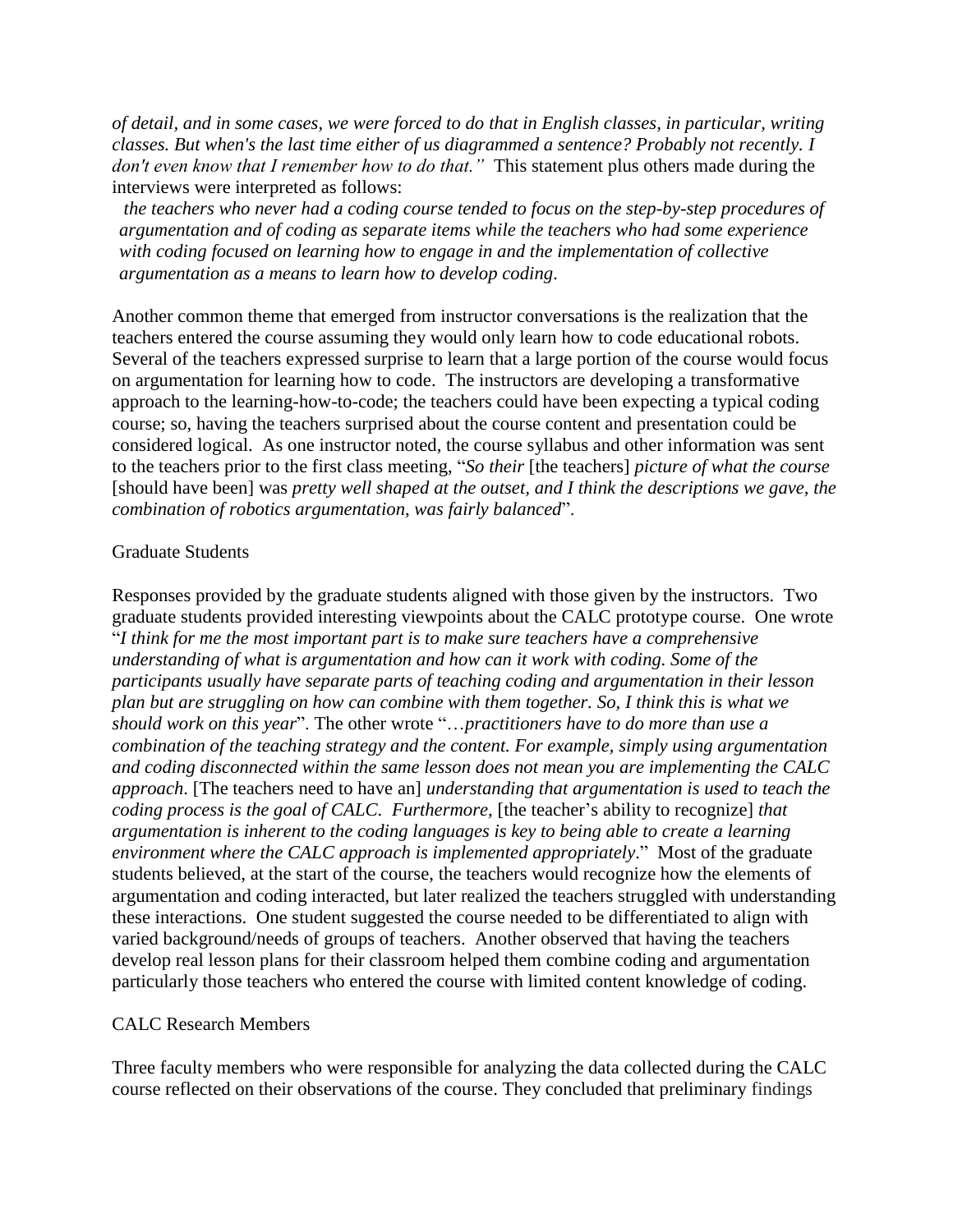*of detail, and in some cases, we were forced to do that in English classes, in particular, writing classes. But when's the last time either of us diagrammed a sentence? Probably not recently. I don't even know that I remember how to do that."* This statement plus others made during the interviews were interpreted as follows:

> *the teachers who never had a coding course tended to focus on the step-by-step procedures of argumentation and of coding as separate items while the teachers who had some experience with coding focused on learning how to engage in and the implementation of collective argumentation as a means to learn how to develop coding*.

Another common theme that emerged from instructor conversations is the realization that the teachers entered the course assuming they would only learn how to code educational robots. Several of the teachers expressed surprise to learn that a large portion of the course would focus on argumentation for learning how to code. The instructors are developing a transformative approach to the learning-how-to-code; the teachers could have been expecting a typical coding course; so, having the teachers surprised about the course content and presentation could be considered logical. As one instructor noted, the course syllabus and other information was sent to the teachers prior to the first class meeting, "*So their* [the teachers] *picture of what the course* [should have been] was *pretty well shaped at the outset, and I think the descriptions we gave, the combination of robotics argumentation, was fairly balanced*".

Graduate Students

Responses provided by the graduate students aligned with those given by the instructors. Two graduate students provided interesting viewpoints about the CALC prototype course. One wrote "*I think for me the most important part is to make sure teachers have a comprehensive understanding of what is argumentation and how can it work with coding. Some of the participants usually have separate parts of teaching coding and argumentation in their lesson plan but are struggling on how can combine with them together. So, I think this is what we should work on this year*". The other wrote "…*practitioners have to do more than use a combination of the teaching strategy and the content. For example, simply using argumentation and coding disconnected within the same lesson does not mean you are implementing the CALC approach*. [The teachers need to have an] *understanding that argumentation is used to teach the coding process is the goal of CALC. Furthermore,* [the teacher's ability to recognize] *that argumentation is inherent to the coding languages is key to being able to create a learning environment where the CALC approach is implemented appropriately*." Most of the graduate students believed, at the start of the course, the teachers would recognize how the elements of argumentation and coding interacted, but later realized the teachers struggled with understanding these interactions. One student suggested the course needed to be differentiated to align with varied background/needs of groups of teachers. Another observed that having the teachers develop real lesson plans for their classroom helped them combine coding and argumentation particularly those teachers who entered the course with limited content knowledge of coding.

CALC Research Members

Three faculty members who were responsible for analyzing the data collected during the CALC course reflected on their observations of the course. They concluded that preliminary findings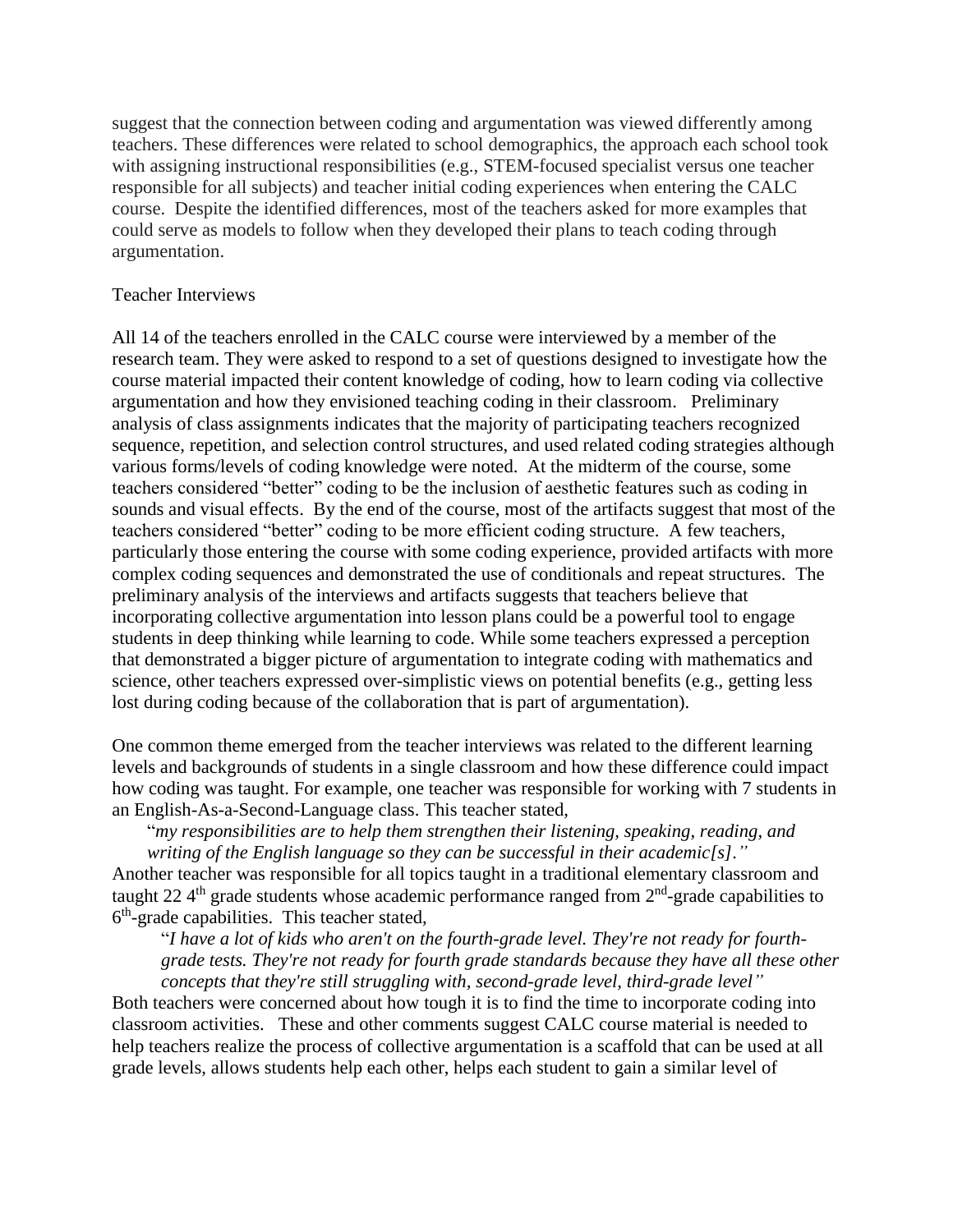suggest that the connection between coding and argumentation was viewed differently among teachers. These differences were related to school demographics, the approach each school took with assigning instructional responsibilities (e.g., STEM-focused specialist versus one teacher responsible for all subjects) and teacher initial coding experiences when entering the CALC course. Despite the identified differences, most of the teachers asked for more examples that could serve as models to follow when they developed their plans to teach coding through argumentation.

Teacher Interviews

All 14 of the teachers enrolled in the CALC course were interviewed by a member of the research team. They were asked to respond to a set of questions designed to investigate how the course material impacted their content knowledge of coding, how to learn coding via collective argumentation and how they envisioned teaching coding in their classroom. Preliminary analysis of class assignments indicates that the majority of participating teachers recognized sequence, repetition, and selection control structures, and used related coding strategies although various forms/levels of coding knowledge were noted. At the midterm of the course, some teachers considered "better" coding to be the inclusion of aesthetic features such as coding in sounds and visual effects. By the end of the course, most of the artifacts suggest that most of the teachers considered "better" coding to be more efficient coding structure. A few teachers, particularly those entering the course with some coding experience, provided artifacts with more complex coding sequences and demonstrated the use of conditionals and repeat structures. The preliminary analysis of the interviews and artifacts suggests that teachers believe that incorporating collective argumentation into lesson plans could be a powerful tool to engage students in deep thinking while learning to code. While some teachers expressed a perception that demonstrated a bigger picture of argumentation to integrate coding with mathematics and science, other teachers expressed over-simplistic views on potential benefits (e.g., getting less lost during coding because of the collaboration that is part of argumentation).

One common theme emerged from the teacher interviews was related to the different learning levels and backgrounds of students in a single classroom and how these difference could impact how coding was taught. For example, one teacher was responsible for working with 7 students in an English-As-a-Second-Language class. This teacher stated,

> "*my responsibilities are to help them strengthen their listening, speaking, reading, and writing of the English language so they can be successful in their academic[s].*"

Another teacher was responsible for all topics taught in a traditional elementary classroom and taught 22 4th grade students whose academic performance ranged from 2nd-grade capabilities to 6th-grade capabilities. This teacher stated,

> "*I have a lot of kids who aren't on the fourth-grade level. They're not ready for fourth-grade tests. They're not ready for fourth grade standards because they have all these other concepts that they're still struggling with, second-grade level, third-grade level*"

Both teachers were concerned about how tough it is to find the time to incorporate coding into classroom activities. These and other comments suggest CALC course material is needed to help teachers realize the process of collective argumentation is a scaffold that can be used at all grade levels, allows students help each other, helps each student to gain a similar level of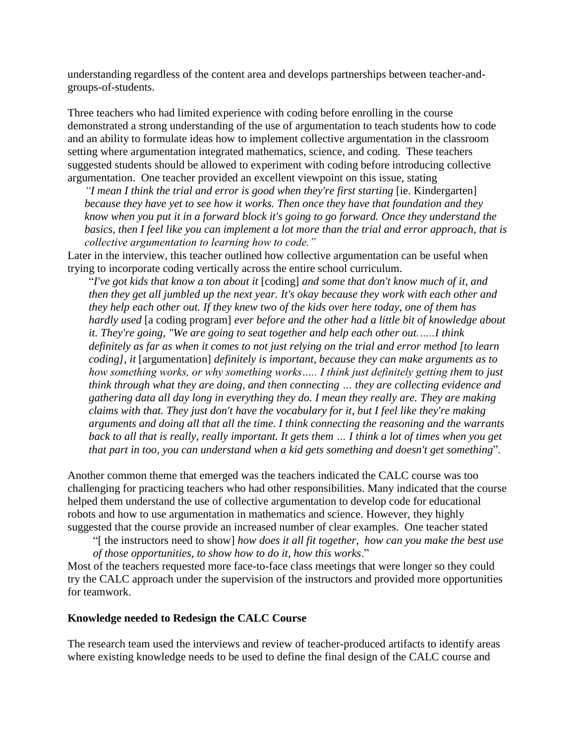understanding regardless of the content area and develops partnerships between teacher-and-groups-of-students.

Three teachers who had limited experience with coding before enrolling in the course demonstrated a strong understanding of the use of argumentation to teach students how to code and an ability to formulate ideas how to implement collective argumentation in the classroom setting where argumentation integrated mathematics, science, and coding. These teachers suggested students should be allowed to experiment with coding before introducing collective argumentation. One teacher provided an excellent viewpoint on this issue, stating

> *"I mean I think the trial and error is good when they're first starting* [ie. Kindergarten] *because they have yet to see how it works. Then once they have that foundation and they know when you put it in a forward block it's going to go forward. Once they understand the basics, then I feel like you can implement a lot more than the trial and error approach, that is collective argumentation to learning how to code."*

Later in the interview, this teacher outlined how collective argumentation can be useful when trying to incorporate coding vertically across the entire school curriculum.

> "*I've got kids that know a ton about it* [coding] *and some that don't know much of it, and then they get all jumbled up the next year. It's okay because they work with each other and they help each other out. If they knew two of the kids over here today, one of them has hardly used* [a coding program] *ever before and the other had a little bit of knowledge about it. They're going, "We are going to seat together and help each other out……I think definitely as far as when it comes to not just relying on the trial and error method [to learn coding], it* [argumentation] *definitely is important, because they can make arguments as to how something works, or why something works….. I think just definitely getting them to just think through what they are doing, and then connecting … they are collecting evidence and gathering data all day long in everything they do. I mean they really are. They are making claims with that. They just don't have the vocabulary for it, but I feel like they're making arguments and doing all that all the time. I think connecting the reasoning and the warrants back to all that is really, really important. It gets them … I think a lot of times when you get that part in too, you can understand when a kid gets something and doesn't get something*".

Another common theme that emerged was the teachers indicated the CALC course was too challenging for practicing teachers who had other responsibilities. Many indicated that the course helped them understand the use of collective argumentation to develop code for educational robots and how to use argumentation in mathematics and science. However, they highly suggested that the course provide an increased number of clear examples. One teacher stated

> "[ the instructors need to show] *how does it all fit together, how can you make the best use of those opportunities, to show how to do it, how this works*."

Most of the teachers requested more face-to-face class meetings that were longer so they could try the CALC approach under the supervision of the instructors and provided more opportunities for teamwork.

**Knowledge needed to Redesign the CALC Course**

The research team used the interviews and review of teacher-produced artifacts to identify areas where existing knowledge needs to be used to define the final design of the CALC course and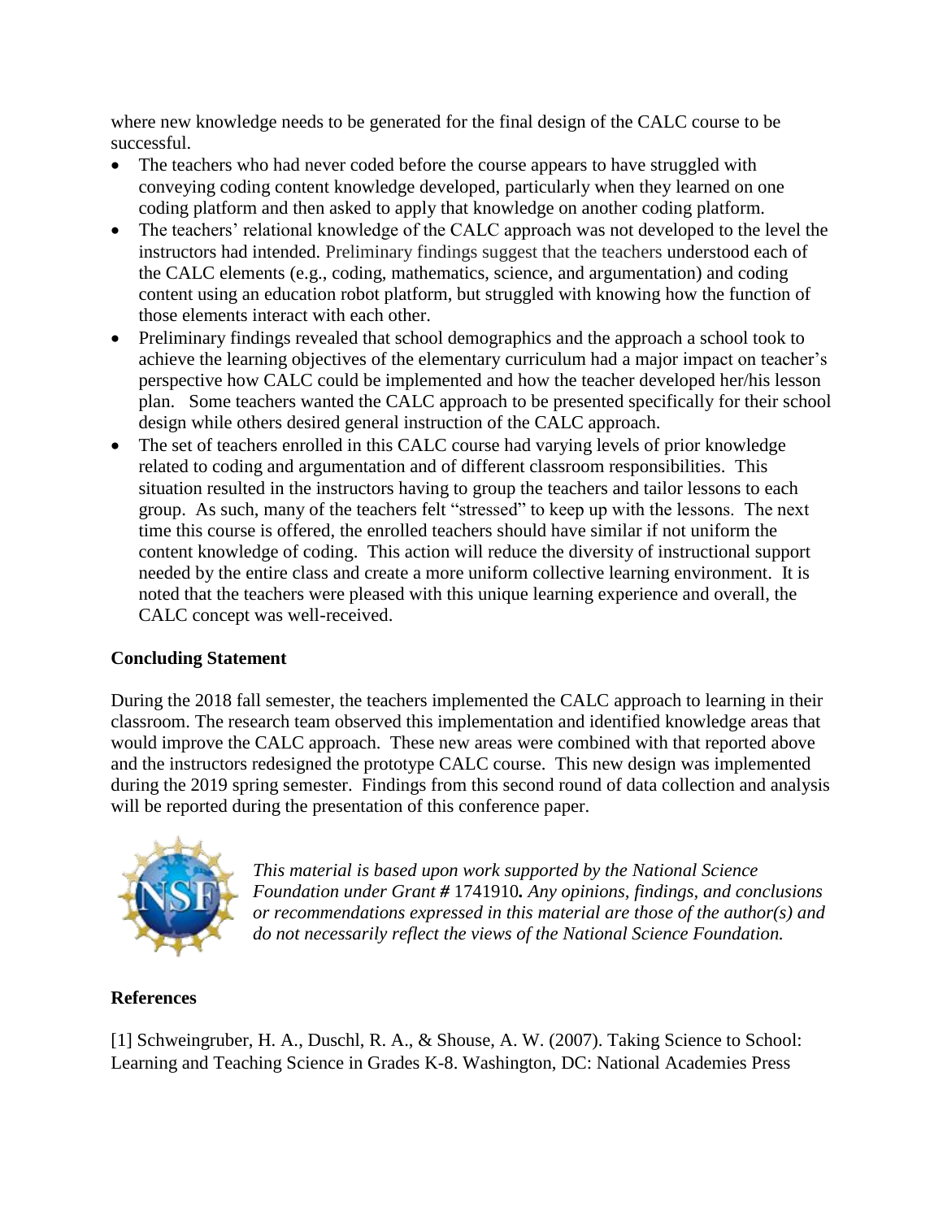where new knowledge needs to be generated for the final design of the CALC course to be successful.

- The teachers who had never coded before the course appears to have struggled with conveying coding content knowledge developed, particularly when they learned on one coding platform and then asked to apply that knowledge on another coding platform.
- The teachers' relational knowledge of the CALC approach was not developed to the level the instructors had intended. Preliminary findings suggest that the teachers understood each of the CALC elements (e.g., coding, mathematics, science, and argumentation) and coding content using an education robot platform, but struggled with knowing how the function of those elements interact with each other.
- Preliminary findings revealed that school demographics and the approach a school took to achieve the learning objectives of the elementary curriculum had a major impact on teacher's perspective how CALC could be implemented and how the teacher developed her/his lesson plan. Some teachers wanted the CALC approach to be presented specifically for their school design while others desired general instruction of the CALC approach.
- The set of teachers enrolled in this CALC course had varying levels of prior knowledge related to coding and argumentation and of different classroom responsibilities. This situation resulted in the instructors having to group the teachers and tailor lessons to each group. As such, many of the teachers felt "stressed" to keep up with the lessons. The next time this course is offered, the enrolled teachers should have similar if not uniform the content knowledge of coding. This action will reduce the diversity of instructional support needed by the entire class and create a more uniform collective learning environment. It is noted that the teachers were pleased with this unique learning experience and overall, the CALC concept was well-received.

**Concluding Statement**

During the 2018 fall semester, the teachers implemented the CALC approach to learning in their classroom. The research team observed this implementation and identified knowledge areas that would improve the CALC approach. These new areas were combined with that reported above and the instructors redesigned the prototype CALC course. This new design was implemented during the 2019 spring semester. Findings from this second round of data collection and analysis will be reported during the presentation of this conference paper.

*This material is based upon work supported by the National Science Foundation under Grant #* 1741910**.** *Any opinions, findings, and conclusions or recommendations expressed in this material are those of the author(s) and do not necessarily reflect the views of the National Science Foundation.*

**References**

[1] Schweingruber, H. A., Duschl, R. A., & Shouse, A. W. (2007). Taking Science to School: Learning and Teaching Science in Grades K-8. Washington, DC: National Academies Press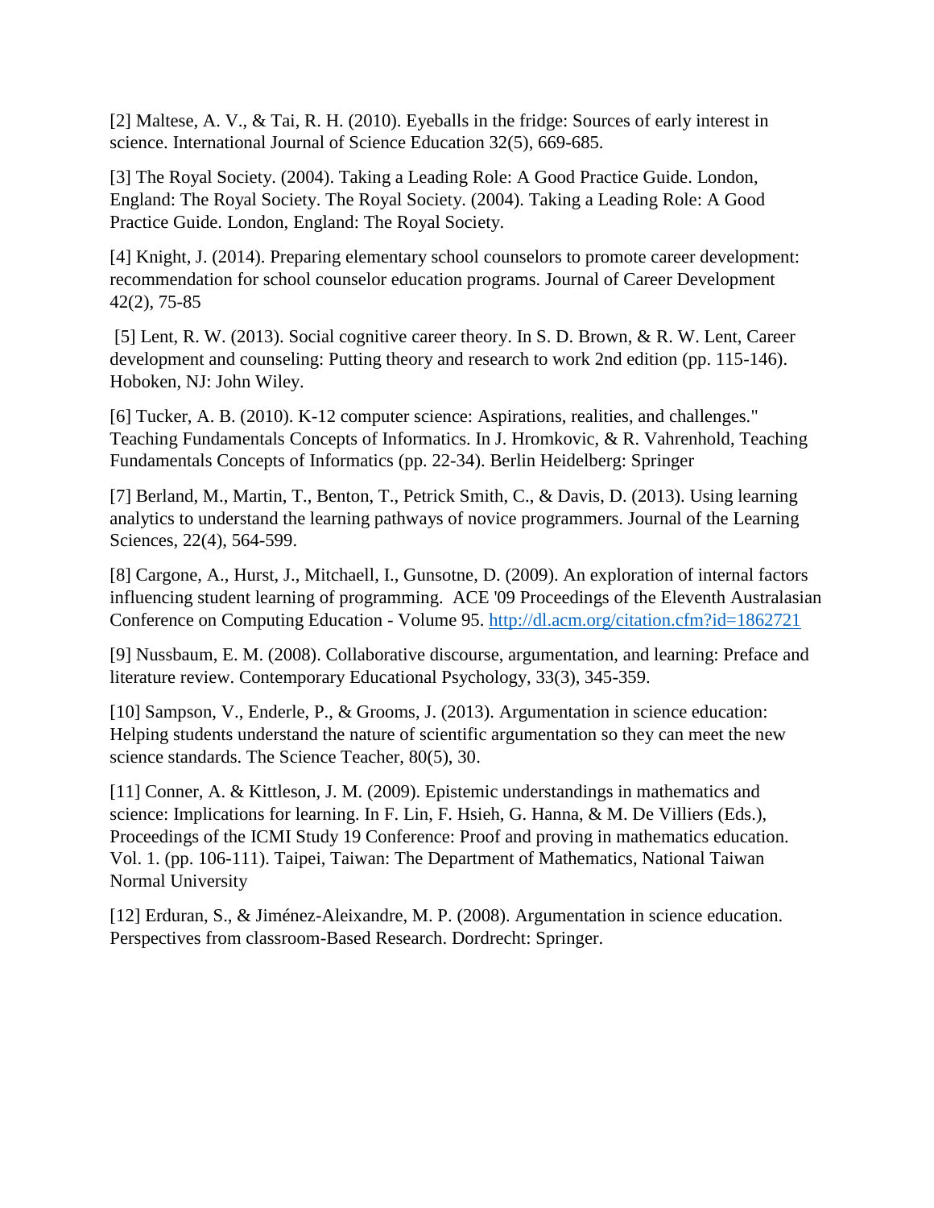[2] Maltese, A. V., & Tai, R. H. (2010). Eyeballs in the fridge: Sources of early interest in science. International Journal of Science Education 32(5), 669-685.

[3] The Royal Society. (2004). Taking a Leading Role: A Good Practice Guide. London, England: The Royal Society. The Royal Society. (2004). Taking a Leading Role: A Good Practice Guide. London, England: The Royal Society.

[4] Knight, J. (2014). Preparing elementary school counselors to promote career development: recommendation for school counselor education programs. Journal of Career Development 42(2), 75-85

[5] Lent, R. W. (2013). Social cognitive career theory. In S. D. Brown, & R. W. Lent, Career development and counseling: Putting theory and research to work 2nd edition (pp. 115-146). Hoboken, NJ: John Wiley.

[6] Tucker, A. B. (2010). K-12 computer science: Aspirations, realities, and challenges." Teaching Fundamentals Concepts of Informatics. In J. Hromkovic, & R. Vahrenhold, Teaching Fundamentals Concepts of Informatics (pp. 22-34). Berlin Heidelberg: Springer

[7] Berland, M., Martin, T., Benton, T., Petrick Smith, C., & Davis, D. (2013). Using learning analytics to understand the learning pathways of novice programmers. Journal of the Learning Sciences, 22(4), 564-599.

[8] Cargone, A., Hurst, J., Mitchaell, I., Gunsotne, D. (2009). An exploration of internal factors influencing student learning of programming. ACE '09 Proceedings of the Eleventh Australasian Conference on Computing Education - Volume 95. http://dl.acm.org/citation.cfm?id=1862721

[9] Nussbaum, E. M. (2008). Collaborative discourse, argumentation, and learning: Preface and literature review. Contemporary Educational Psychology, 33(3), 345-359.

[10] Sampson, V., Enderle, P., & Grooms, J. (2013). Argumentation in science education: Helping students understand the nature of scientific argumentation so they can meet the new science standards. The Science Teacher, 80(5), 30.

[11] Conner, A. & Kittleson, J. M. (2009). Epistemic understandings in mathematics and science: Implications for learning. In F. Lin, F. Hsieh, G. Hanna, & M. De Villiers (Eds.), Proceedings of the ICMI Study 19 Conference: Proof and proving in mathematics education. Vol. 1. (pp. 106-111). Taipei, Taiwan: The Department of Mathematics, National Taiwan Normal University

[12] Erduran, S., & Jiménez-Aleixandre, M. P. (2008). Argumentation in science education. Perspectives from classroom-Based Research. Dordrecht: Springer.